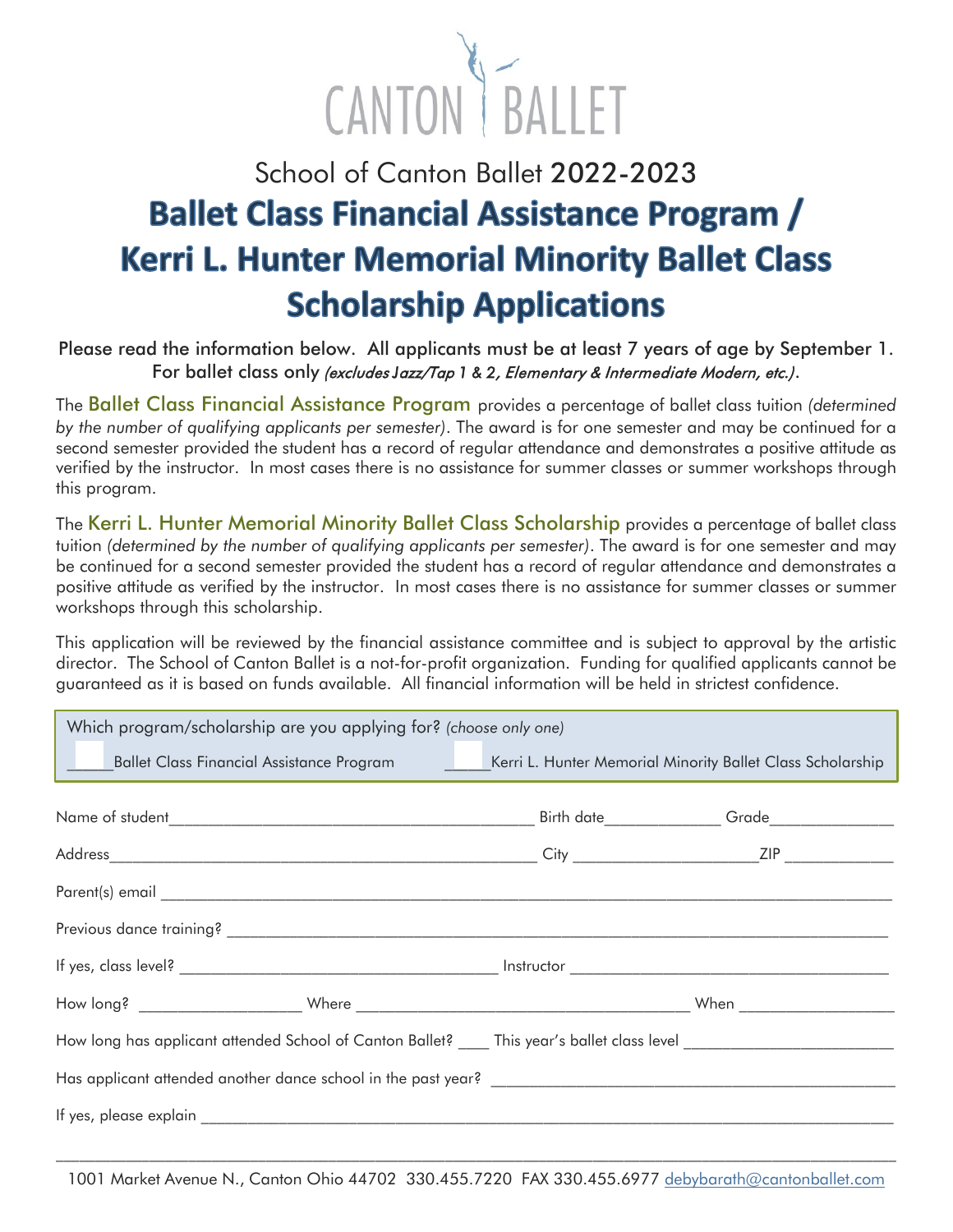CANTON BALLET

School of Canton Ballet 2022-2023

# Ballet Class Financial Assistance Program / Kerri L. Hunter Memorial Minority Ballet Class Scholarship Applications

Please read the information below. All applicants must be at least 7 years of age by September 1. For ballet class only *(excludes Jazz/Tap 1 & 2, Elementary & Intermediate Modern, etc.)*.

The **Ballet Class Financial Assistance Program** provides a percentage of ballet class tuition *(determined by the number of qualifying applicants per semester)*. The award is for one semester and may be continued for a second semester provided the student has a record of regular attendance and demonstrates a positive attitude as verified by the instructor. In most cases there is no assistance for summer classes or summer workshops through this program.

The **Kerri L. Hunter Memorial Minority Ballet Class Scholarship** provides a percentage of ballet class tuition *(determined by the number of qualifying applicants per semester)*. The award is for one semester and may be continued for a second semester provided the student has a record of regular attendance and demonstrates a positive attitude as verified by the instructor. In most cases there is no assistance for summer classes or summer workshops through this scholarship.

This application will be reviewed by the financial assistance committee and is subject to approval by the artistic director. The School of Canton Ballet is a not-for-profit organization. Funding for qualified applicants cannot be guaranteed as it is based on funds available. All financial information will be held in strictest confidence.

Which program/scholarship are you applying for? *(choose only one)*

_____Ballet Class Financial Assistance Program     _____Kerri L. Hunter Memorial Minority Ballet Class Scholarship

Name of student_______________________________ Birth date____________ Grade______________

Address_______________________________________ City ____________________ZIP ____________

Parent(s) email ____________________________________________________________________

Previous dance training? _____________________________________________________________

If yes, class level? ____________________________ Instructor ____________________________

How long? _______________ Where ________________________________ When _______________

How long has applicant attended School of Canton Ballet? ____ This year's ballet class level ______________________

Has applicant attended another dance school in the past year? ______________________________________

If yes, please explain ___________________________________________________________________

1001 Market Avenue N., Canton Ohio 44702 330.455.7220 FAX 330.455.6977 debybarath@cantonballet.com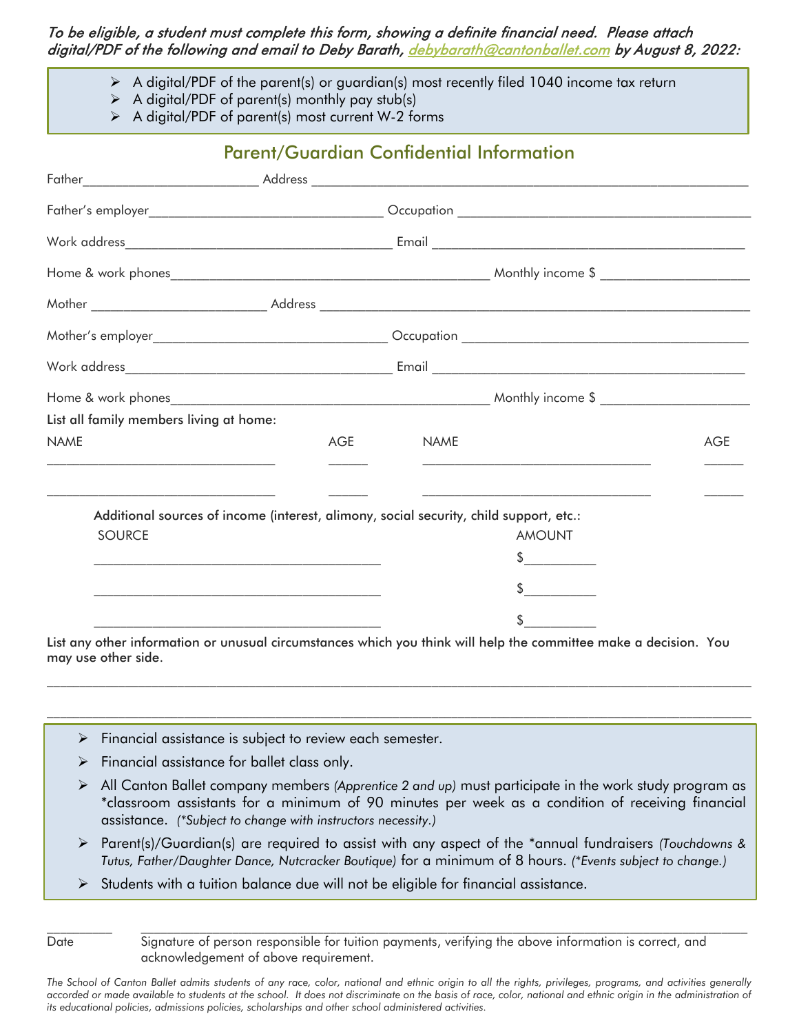*To be eligible, a student must complete this form, showing a definite financial need. Please attach digital/PDF of the following and email to Deby Barath, debybarath@cantonballet.com by August 8, 2022:*

- A digital/PDF of the parent(s) or guardian(s) most recently filed 1040 income tax return
- A digital/PDF of parent(s) monthly pay stub(s)
- A digital/PDF of parent(s) most current W-2 forms

## Parent/Guardian Confidential Information

Father_________________________ Address _______________________________________________________________

Father's employer_________________________________ Occupation _________________________________________

Work address______________________________________ Email ____________________________________________

Home & work phones_____________________________________________ Monthly income $ _____________________

Mother ________________________ Address _______________________________________________________________

Mother's employer_________________________________ Occupation _________________________________________

Work address______________________________________ Email ____________________________________________

Home & work phones_____________________________________________ Monthly income $ _____________________

List all family members living at home:

| NAME | AGE | NAME | AGE |
|---|---|---|---|
| ________________________________ | ______ | ________________________________ | ______ |
| ________________________________ | ______ | ________________________________ | ______ |

Additional sources of income (interest, alimony, social security, child support, etc.:

| SOURCE | AMOUNT |
|---|---|
| ________________________________________ | $__________ |
| ________________________________________ | $__________ |
| ________________________________________ | $__________ |

List any other information or unusual circumstances which you think will help the committee make a decision. You may use other side.

_____________________________________________________________________________________________________

_____________________________________________________________________________________________________

- Financial assistance is subject to review each semester.
- Financial assistance for ballet class only.
- All Canton Ballet company members *(Apprentice 2 and up)* must participate in the work study program as *classroom assistants for a minimum of 90 minutes per week as a condition of receiving financial assistance. *(*Subject to change with instructors necessity.)*
- Parent(s)/Guardian(s) are required to assist with any aspect of the *annual fundraisers *(Touchdowns & Tutus, Father/Daughter Dance, Nutcracker Boutique)* for a minimum of 8 hours. *(*Events subject to change.)*
- Students with a tuition balance due will not be eligible for financial assistance.

_________ ________________________________________________________________________________

Date Signature of person responsible for tuition payments, verifying the above information is correct, and acknowledgement of above requirement.

*The School of Canton Ballet admits students of any race, color, national and ethnic origin to all the rights, privileges, programs, and activities generally accorded or made available to students at the school. It does not discriminate on the basis of race, color, national and ethnic origin in the administration of its educational policies, admissions policies, scholarships and other school administered activities.*